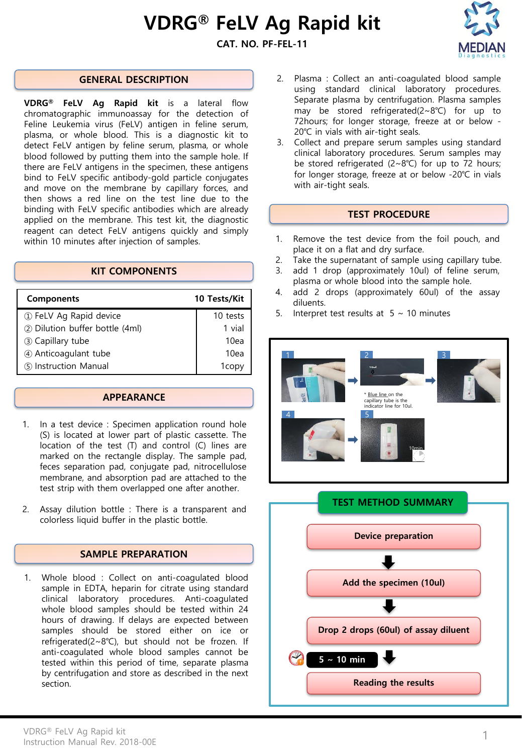# VDRG® FeLV Ag Rapid kit

**CAT. NO. PF-FEL-11**

## GENERAL DESCRIPTION

**VDRG® FeLV Ag Rapid kit** is a lateral flow chromatographic immunoassay for the detection of Feline Leukemia virus (FeLV) antigen in feline serum, plasma, or whole blood. This is a diagnostic kit to detect FeLV antigen by feline serum, plasma, or whole blood followed by putting them into the sample hole. If there are FeLV antigens in the specimen, these antigens bind to FeLV specific antibody-gold particle conjugates and move on the membrane by capillary forces, and then shows a red line on the test line due to the binding with FeLV specific antibodies which are already applied on the membrane. This test kit, the diagnostic reagent can detect FeLV antigens quickly and simply within 10 minutes after injection of samples.

## KIT COMPONENTS

| Components | 10 Tests/Kit |
|---|---|
| ① FeLV Ag Rapid device | 10 tests |
| ② Dilution buffer bottle (4ml) | 1 vial |
| ③ Capillary tube | 10ea |
| ④ Anticoagulant tube | 10ea |
| ⑤ Instruction Manual | 1copy |

## APPEARANCE

1. In a test device : Specimen application round hole (S) is located at lower part of plastic cassette. The location of the test (T) and control (C) lines are marked on the rectangle display. The sample pad, feces separation pad, conjugate pad, nitrocellulose membrane, and absorption pad are attached to the test strip with them overlapped one after another.

2. Assay dilution bottle : There is a transparent and colorless liquid buffer in the plastic bottle.

## SAMPLE PREPARATION

1. Whole blood : Collect on anti-coagulated blood sample in EDTA, heparin for citrate using standard clinical laboratory procedures. Anti-coagulated whole blood samples should be tested within 24 hours of drawing. If delays are expected between samples should be stored either on ice or refrigerated(2~8℃), but should not be frozen. If anti-coagulated whole blood samples cannot be tested within this period of time, separate plasma by centrifugation and store as described in the next section.
2. Plasma : Collect an anti-coagulated blood sample using standard clinical laboratory procedures. Separate plasma by centrifugation. Plasma samples may be stored refrigerated(2~8℃) for up to 72hours; for longer storage, freeze at or below -20℃ in vials with air-tight seals.
3. Collect and prepare serum samples using standard clinical laboratory procedures. Serum samples may be stored refrigerated (2~8℃) for up to 72 hours; for longer storage, freeze at or below -20℃ in vials with air-tight seals.

## TEST PROCEDURE

1. Remove the test device from the foil pouch, and place it on a flat and dry surface.
2. Take the supernatant of sample using capillary tube.
3. add 1 drop (approximately 10ul) of feline serum, plasma or whole blood into the sample hole.
4. add 2 drops (approximately 60ul) of the assay diluents.
5. Interpret test results at 5 ~ 10 minutes

1 → 2 → 3

4 → 5

* Blue line on the capillary tube is the indicator line for 10ul.

## TEST METHOD SUMMARY

Device preparation
↓
Add the specimen (10ul)
↓
Drop 2 drops (60ul) of assay diluent
↓ 5 ~ 10 min
Reading the results

VDRG® FeLV Ag Rapid kit
Instruction Manual Rev. 2018-00E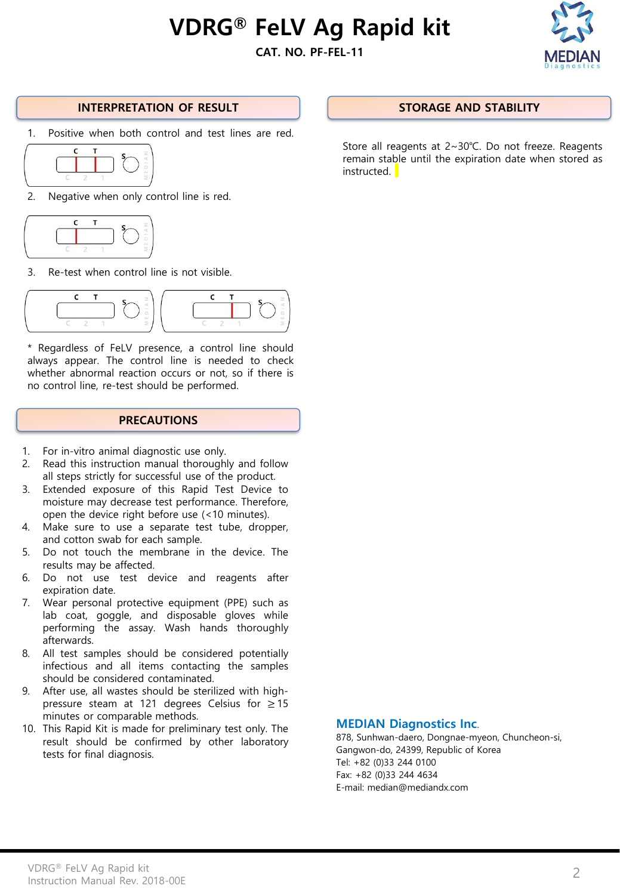# VDRG® FeLV Ag Rapid kit

**CAT. NO. PF-FEL-11**

## INTERPRETATION OF RESULT

1. Positive when both control and test lines are red.

2. Negative when only control line is red.

3. Re-test when control line is not visible.

\* Regardless of FeLV presence, a control line should always appear. The control line is needed to check whether abnormal reaction occurs or not, so if there is no control line, re-test should be performed.

## PRECAUTIONS

1. For in-vitro animal diagnostic use only.
2. Read this instruction manual thoroughly and follow all steps strictly for successful use of the product.
3. Extended exposure of this Rapid Test Device to moisture may decrease test performance. Therefore, open the device right before use (<10 minutes).
4. Make sure to use a separate test tube, dropper, and cotton swab for each sample.
5. Do not touch the membrane in the device. The results may be affected.
6. Do not use test device and reagents after expiration date.
7. Wear personal protective equipment (PPE) such as lab coat, goggle, and disposable gloves while performing the assay. Wash hands thoroughly afterwards.
8. All test samples should be considered potentially infectious and all items contacting the samples should be considered contaminated.
9. After use, all wastes should be sterilized with high-pressure steam at 121 degrees Celsius for ≥15 minutes or comparable methods.
10. This Rapid Kit is made for preliminary test only. The result should be confirmed by other laboratory tests for final diagnosis.

## STORAGE AND STABILITY

Store all reagents at 2~30℃. Do not freeze. Reagents remain stable until the expiration date when stored as instructed.

**MEDIAN Diagnostics Inc.**
878, Sunhwan-daero, Dongnae-myeon, Chuncheon-si, Gangwon-do, 24399, Republic of Korea
Tel: +82 (0)33 244 0100
Fax: +82 (0)33 244 4634
E-mail: median@mediandx.com